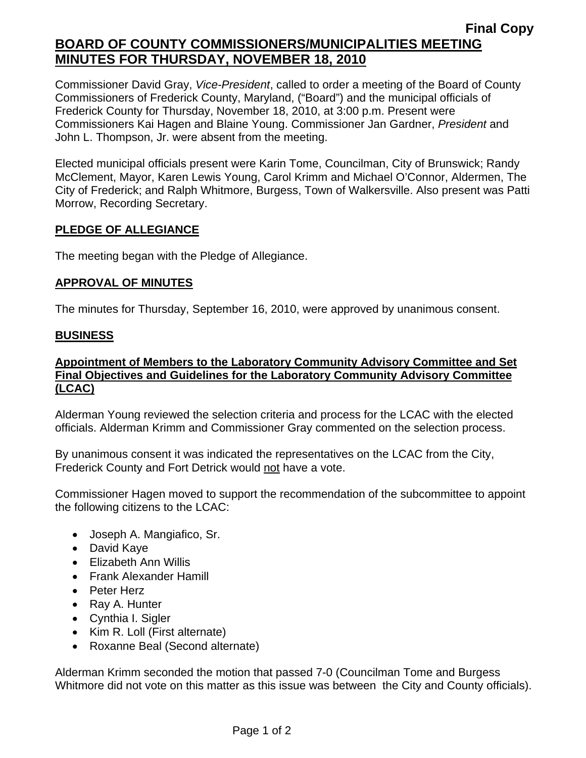**Final Copy**

# BOARD OF COUNTY COMMISSIONERS/MUNICIPALITIES MEETING MINUTES FOR THURSDAY, NOVEMBER 18, 2010

Commissioner David Gray, *Vice-President*, called to order a meeting of the Board of County Commissioners of Frederick County, Maryland, ("Board") and the municipal officials of Frederick County for Thursday, November 18, 2010, at 3:00 p.m. Present were Commissioners Kai Hagen and Blaine Young. Commissioner Jan Gardner, *President* and John L. Thompson, Jr. were absent from the meeting.

Elected municipal officials present were Karin Tome, Councilman, City of Brunswick; Randy McClement, Mayor, Karen Lewis Young, Carol Krimm and Michael O'Connor, Aldermen, The City of Frederick; and Ralph Whitmore, Burgess, Town of Walkersville. Also present was Patti Morrow, Recording Secretary.

## PLEDGE OF ALLEGIANCE

The meeting began with the Pledge of Allegiance.

## APPROVAL OF MINUTES

The minutes for Thursday, September 16, 2010, were approved by unanimous consent.

## BUSINESS

### Appointment of Members to the Laboratory Community Advisory Committee and Set Final Objectives and Guidelines for the Laboratory Community Advisory Committee (LCAC)

Alderman Young reviewed the selection criteria and process for the LCAC with the elected officials. Alderman Krimm and Commissioner Gray commented on the selection process.

By unanimous consent it was indicated the representatives on the LCAC from the City, Frederick County and Fort Detrick would not have a vote.

Commissioner Hagen moved to support the recommendation of the subcommittee to appoint the following citizens to the LCAC:

- Joseph A. Mangiafico, Sr.
- David Kaye
- Elizabeth Ann Willis
- Frank Alexander Hamill
- Peter Herz
- Ray A. Hunter
- Cynthia I. Sigler
- Kim R. Loll (First alternate)
- Roxanne Beal (Second alternate)

Alderman Krimm seconded the motion that passed 7-0 (Councilman Tome and Burgess Whitmore did not vote on this matter as this issue was between the City and County officials).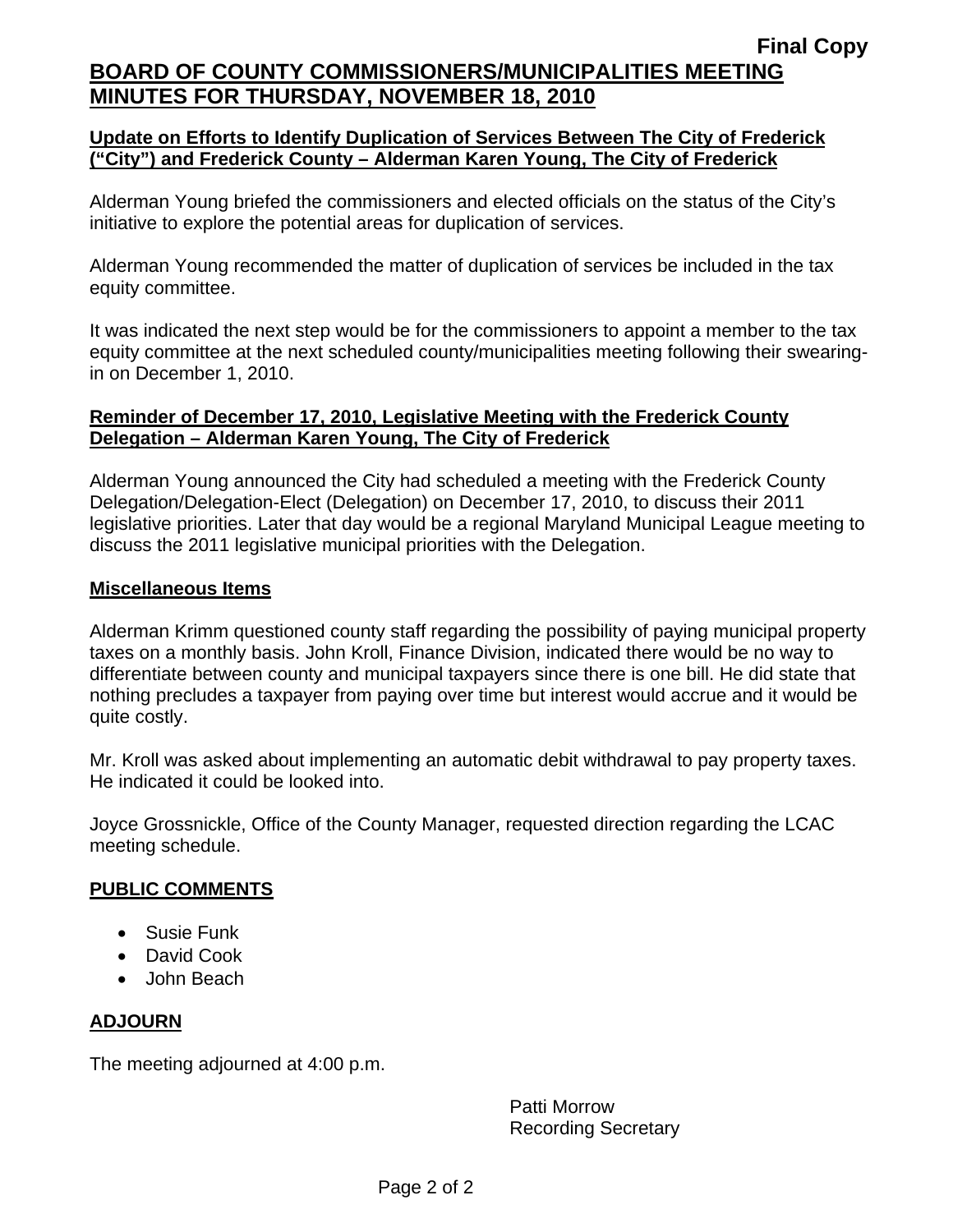**Final Copy**

# BOARD OF COUNTY COMMISSIONERS/MUNICIPALITIES MEETING MINUTES FOR THURSDAY, NOVEMBER 18, 2010

**Update on Efforts to Identify Duplication of Services Between The City of Frederick ("City") and Frederick County – Alderman Karen Young, The City of Frederick**

Alderman Young briefed the commissioners and elected officials on the status of the City's initiative to explore the potential areas for duplication of services.

Alderman Young recommended the matter of duplication of services be included in the tax equity committee.

It was indicated the next step would be for the commissioners to appoint a member to the tax equity committee at the next scheduled county/municipalities meeting following their swearing-in on December 1, 2010.

**Reminder of December 17, 2010, Legislative Meeting with the Frederick County Delegation – Alderman Karen Young, The City of Frederick**

Alderman Young announced the City had scheduled a meeting with the Frederick County Delegation/Delegation-Elect (Delegation) on December 17, 2010, to discuss their 2011 legislative priorities. Later that day would be a regional Maryland Municipal League meeting to discuss the 2011 legislative municipal priorities with the Delegation.

**Miscellaneous Items**

Alderman Krimm questioned county staff regarding the possibility of paying municipal property taxes on a monthly basis. John Kroll, Finance Division, indicated there would be no way to differentiate between county and municipal taxpayers since there is one bill. He did state that nothing precludes a taxpayer from paying over time but interest would accrue and it would be quite costly.

Mr. Kroll was asked about implementing an automatic debit withdrawal to pay property taxes. He indicated it could be looked into.

Joyce Grossnickle, Office of the County Manager, requested direction regarding the LCAC meeting schedule.

## PUBLIC COMMENTS

- Susie Funk
- David Cook
- John Beach

## ADJOURN

The meeting adjourned at 4:00 p.m.

Patti Morrow
Recording Secretary